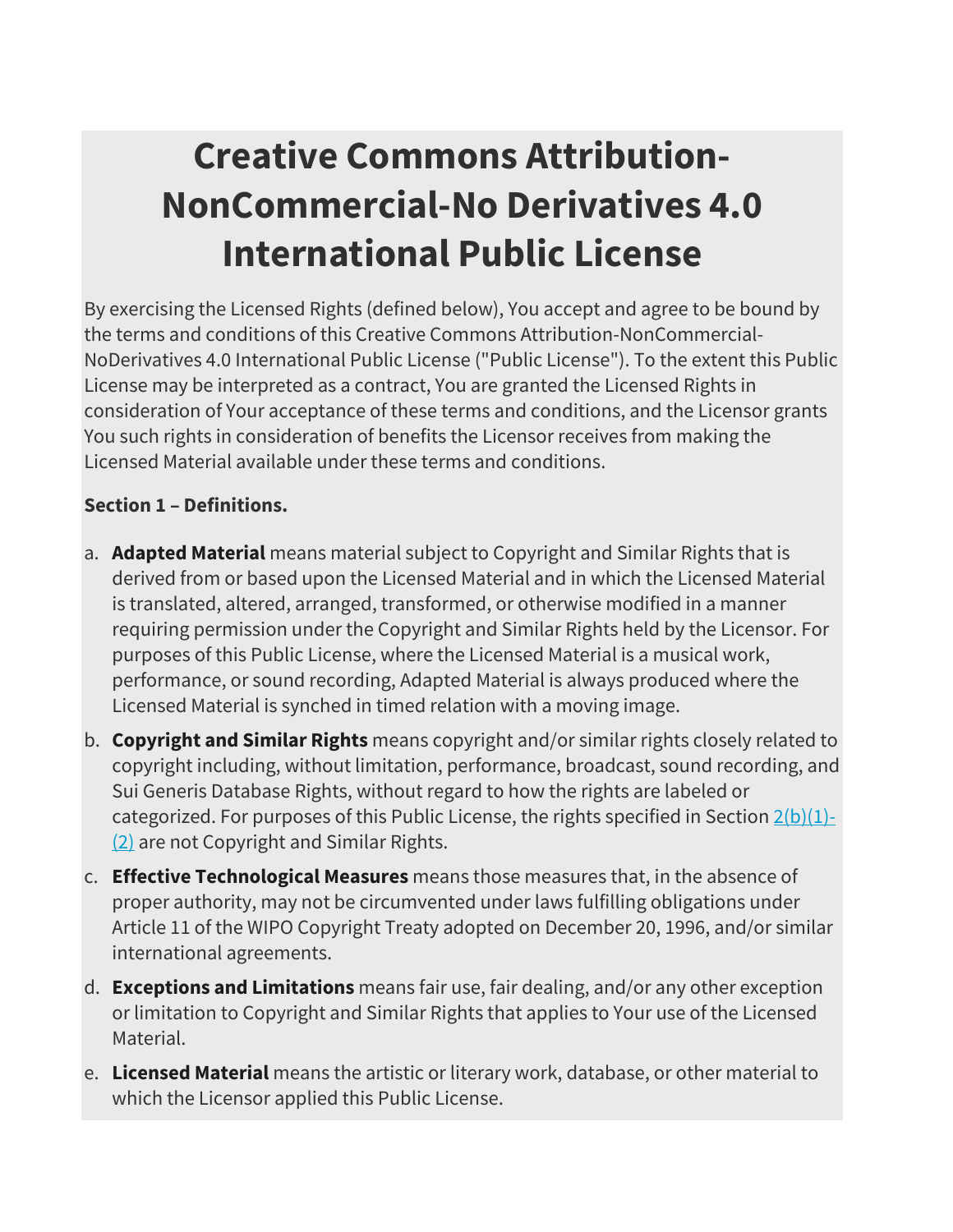# Creative Commons Attribution-NonCommercial-No Derivatives 4.0 International Public License

By exercising the Licensed Rights (defined below), You accept and agree to be bound by the terms and conditions of this Creative Commons Attribution-NonCommercial-NoDerivatives 4.0 International Public License ("Public License"). To the extent this Public License may be interpreted as a contract, You are granted the Licensed Rights in consideration of Your acceptance of these terms and conditions, and the Licensor grants You such rights in consideration of benefits the Licensor receives from making the Licensed Material available under these terms and conditions.

**Section 1 – Definitions.**

a. **Adapted Material** means material subject to Copyright and Similar Rights that is derived from or based upon the Licensed Material and in which the Licensed Material is translated, altered, arranged, transformed, or otherwise modified in a manner requiring permission under the Copyright and Similar Rights held by the Licensor. For purposes of this Public License, where the Licensed Material is a musical work, performance, or sound recording, Adapted Material is always produced where the Licensed Material is synched in timed relation with a moving image.

b. **Copyright and Similar Rights** means copyright and/or similar rights closely related to copyright including, without limitation, performance, broadcast, sound recording, and Sui Generis Database Rights, without regard to how the rights are labeled or categorized. For purposes of this Public License, the rights specified in Section 2(b)(1)-(2) are not Copyright and Similar Rights.

c. **Effective Technological Measures** means those measures that, in the absence of proper authority, may not be circumvented under laws fulfilling obligations under Article 11 of the WIPO Copyright Treaty adopted on December 20, 1996, and/or similar international agreements.

d. **Exceptions and Limitations** means fair use, fair dealing, and/or any other exception or limitation to Copyright and Similar Rights that applies to Your use of the Licensed Material.

e. **Licensed Material** means the artistic or literary work, database, or other material to which the Licensor applied this Public License.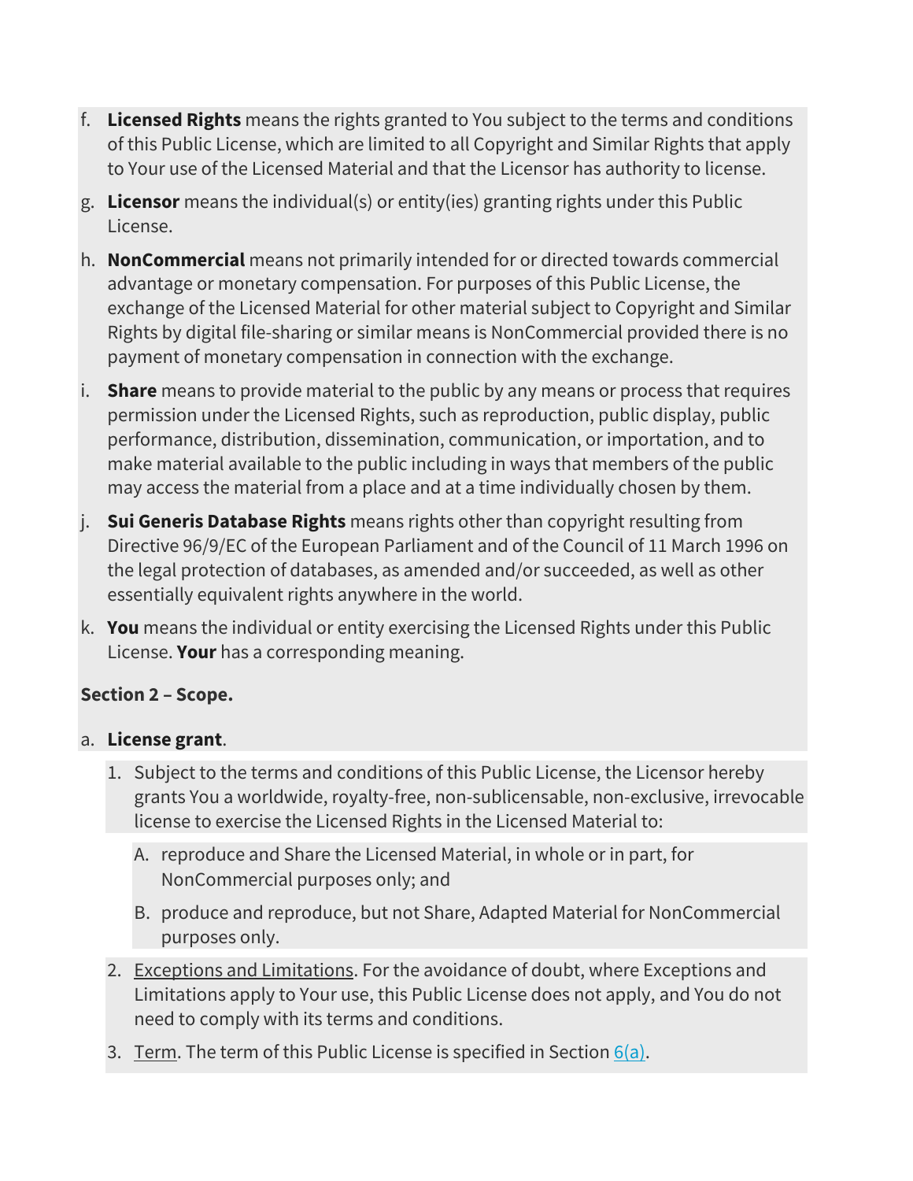f. **Licensed Rights** means the rights granted to You subject to the terms and conditions of this Public License, which are limited to all Copyright and Similar Rights that apply to Your use of the Licensed Material and that the Licensor has authority to license.

g. **Licensor** means the individual(s) or entity(ies) granting rights under this Public License.

h. **NonCommercial** means not primarily intended for or directed towards commercial advantage or monetary compensation. For purposes of this Public License, the exchange of the Licensed Material for other material subject to Copyright and Similar Rights by digital file-sharing or similar means is NonCommercial provided there is no payment of monetary compensation in connection with the exchange.

i. **Share** means to provide material to the public by any means or process that requires permission under the Licensed Rights, such as reproduction, public display, public performance, distribution, dissemination, communication, or importation, and to make material available to the public including in ways that members of the public may access the material from a place and at a time individually chosen by them.

j. **Sui Generis Database Rights** means rights other than copyright resulting from Directive 96/9/EC of the European Parliament and of the Council of 11 March 1996 on the legal protection of databases, as amended and/or succeeded, as well as other essentially equivalent rights anywhere in the world.

k. **You** means the individual or entity exercising the Licensed Rights under this Public License. **Your** has a corresponding meaning.

**Section 2 – Scope.**

a. **License grant**.

1. Subject to the terms and conditions of this Public License, the Licensor hereby grants You a worldwide, royalty-free, non-sublicensable, non-exclusive, irrevocable license to exercise the Licensed Rights in the Licensed Material to:

   A. reproduce and Share the Licensed Material, in whole or in part, for NonCommercial purposes only; and

   B. produce and reproduce, but not Share, Adapted Material for NonCommercial purposes only.

2. Exceptions and Limitations. For the avoidance of doubt, where Exceptions and Limitations apply to Your use, this Public License does not apply, and You do not need to comply with its terms and conditions.

3. Term. The term of this Public License is specified in Section 6(a).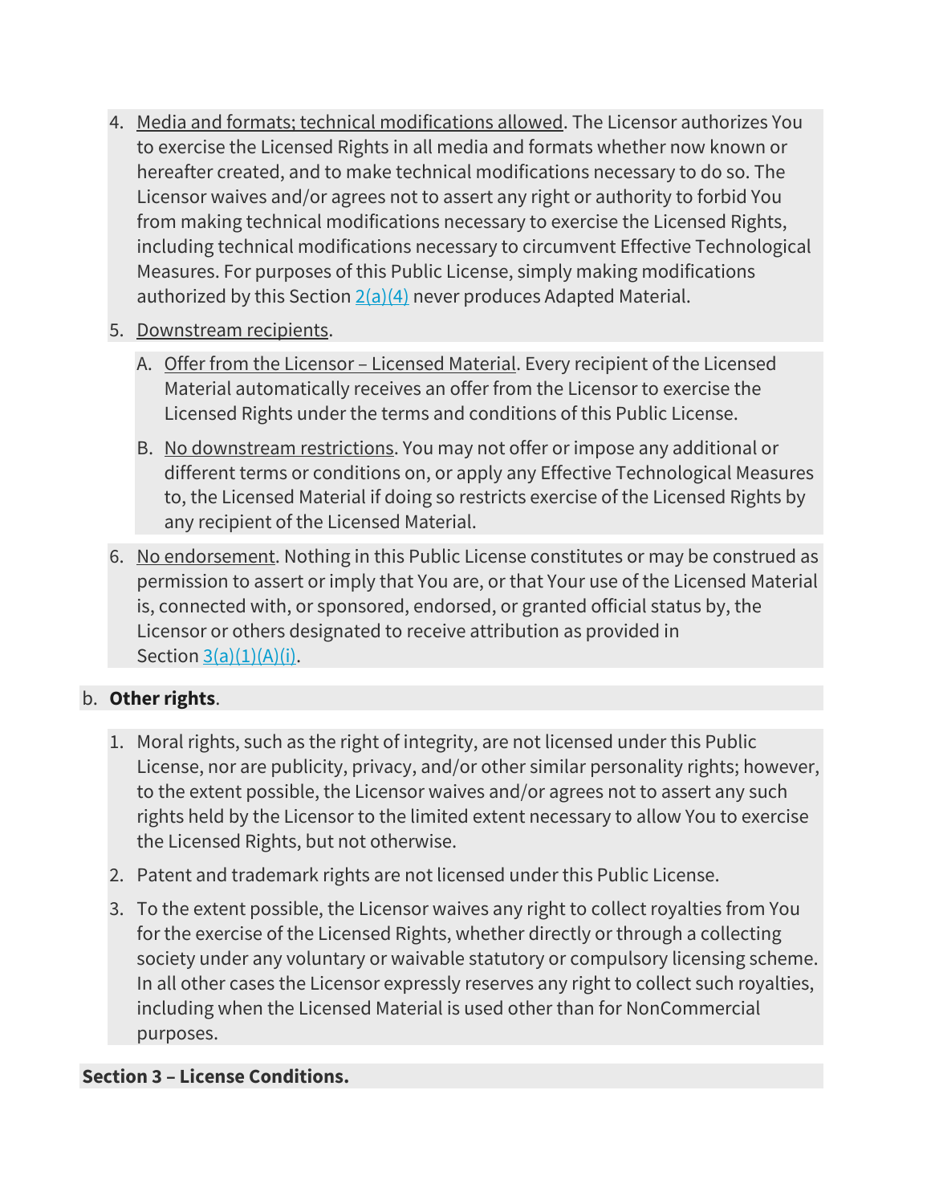4. Media and formats; technical modifications allowed. The Licensor authorizes You to exercise the Licensed Rights in all media and formats whether now known or hereafter created, and to make technical modifications necessary to do so. The Licensor waives and/or agrees not to assert any right or authority to forbid You from making technical modifications necessary to exercise the Licensed Rights, including technical modifications necessary to circumvent Effective Technological Measures. For purposes of this Public License, simply making modifications authorized by this Section 2(a)(4) never produces Adapted Material.
5. Downstream recipients.
    A. Offer from the Licensor – Licensed Material. Every recipient of the Licensed Material automatically receives an offer from the Licensor to exercise the Licensed Rights under the terms and conditions of this Public License.
    B. No downstream restrictions. You may not offer or impose any additional or different terms or conditions on, or apply any Effective Technological Measures to, the Licensed Material if doing so restricts exercise of the Licensed Rights by any recipient of the Licensed Material.
6. No endorsement. Nothing in this Public License constitutes or may be construed as permission to assert or imply that You are, or that Your use of the Licensed Material is, connected with, or sponsored, endorsed, or granted official status by, the Licensor or others designated to receive attribution as provided in Section 3(a)(1)(A)(i).

b. **Other rights**.

1. Moral rights, such as the right of integrity, are not licensed under this Public License, nor are publicity, privacy, and/or other similar personality rights; however, to the extent possible, the Licensor waives and/or agrees not to assert any such rights held by the Licensor to the limited extent necessary to allow You to exercise the Licensed Rights, but not otherwise.
2. Patent and trademark rights are not licensed under this Public License.
3. To the extent possible, the Licensor waives any right to collect royalties from You for the exercise of the Licensed Rights, whether directly or through a collecting society under any voluntary or waivable statutory or compulsory licensing scheme. In all other cases the Licensor expressly reserves any right to collect such royalties, including when the Licensed Material is used other than for NonCommercial purposes.

**Section 3 – License Conditions.**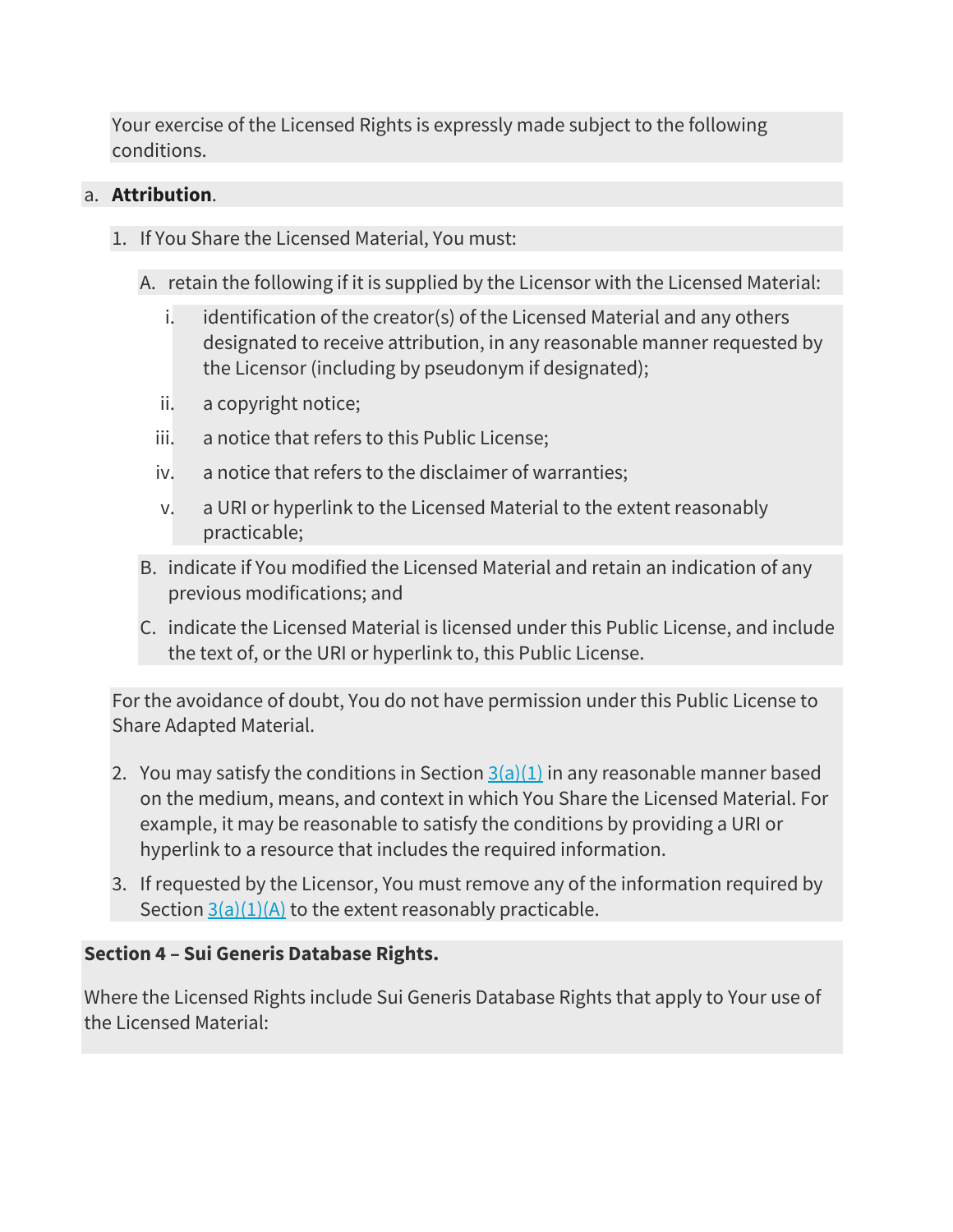Your exercise of the Licensed Rights is expressly made subject to the following conditions.

a. **Attribution**.

1. If You Share the Licensed Material, You must:

   A. retain the following if it is supplied by the Licensor with the Licensed Material:

      i. identification of the creator(s) of the Licensed Material and any others designated to receive attribution, in any reasonable manner requested by the Licensor (including by pseudonym if designated);

      ii. a copyright notice;

      iii. a notice that refers to this Public License;

      iv. a notice that refers to the disclaimer of warranties;

      v. a URI or hyperlink to the Licensed Material to the extent reasonably practicable;

   B. indicate if You modified the Licensed Material and retain an indication of any previous modifications; and

   C. indicate the Licensed Material is licensed under this Public License, and include the text of, or the URI or hyperlink to, this Public License.

For the avoidance of doubt, You do not have permission under this Public License to Share Adapted Material.

2. You may satisfy the conditions in Section 3(a)(1) in any reasonable manner based on the medium, means, and context in which You Share the Licensed Material. For example, it may be reasonable to satisfy the conditions by providing a URI or hyperlink to a resource that includes the required information.

3. If requested by the Licensor, You must remove any of the information required by Section 3(a)(1)(A) to the extent reasonably practicable.

**Section 4 – Sui Generis Database Rights.**

Where the Licensed Rights include Sui Generis Database Rights that apply to Your use of the Licensed Material: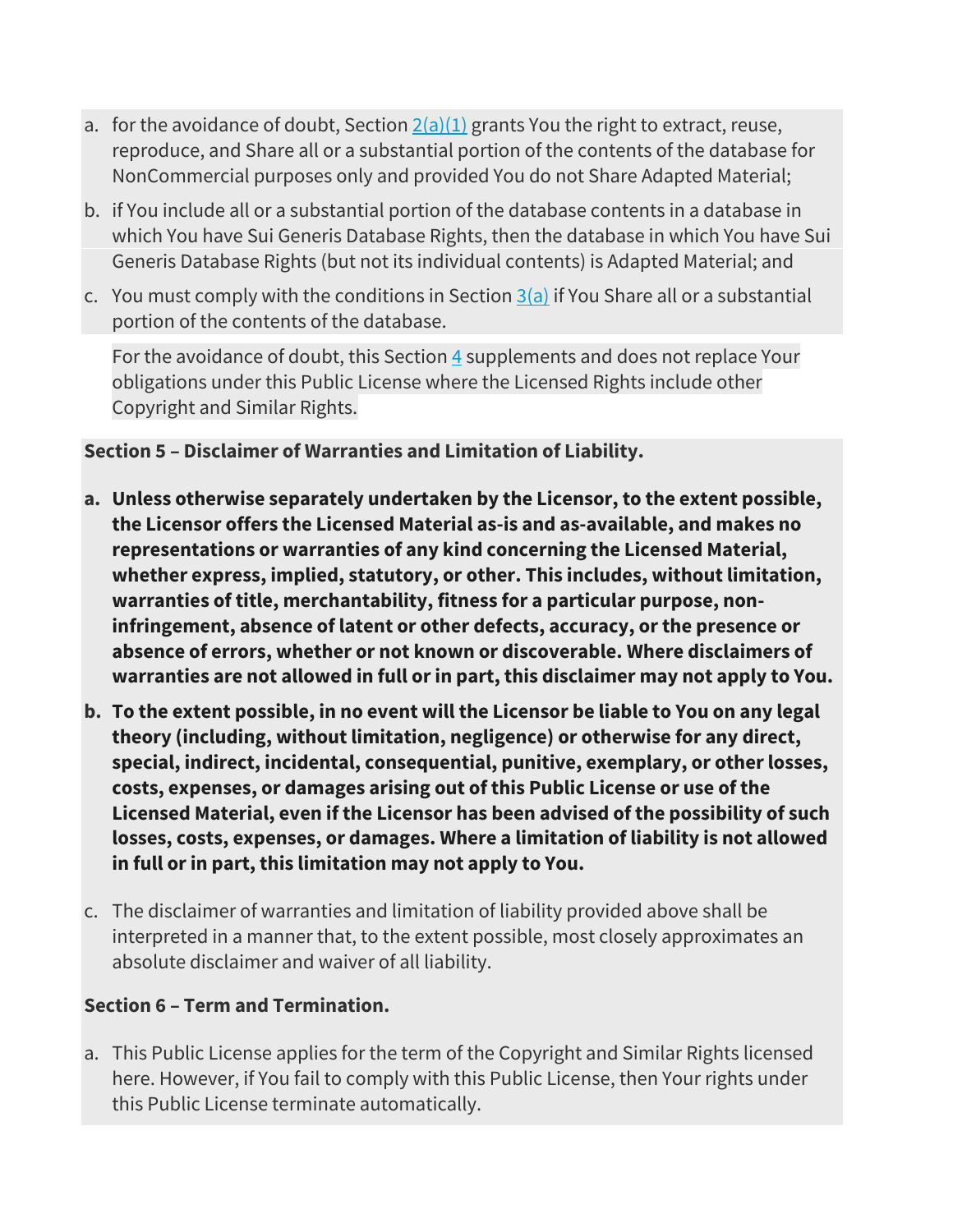a. for the avoidance of doubt, Section 2(a)(1) grants You the right to extract, reuse, reproduce, and Share all or a substantial portion of the contents of the database for NonCommercial purposes only and provided You do not Share Adapted Material;
b. if You include all or a substantial portion of the database contents in a database in which You have Sui Generis Database Rights, then the database in which You have Sui Generis Database Rights (but not its individual contents) is Adapted Material; and
c. You must comply with the conditions in Section 3(a) if You Share all or a substantial portion of the contents of the database.

For the avoidance of doubt, this Section 4 supplements and does not replace Your obligations under this Public License where the Licensed Rights include other Copyright and Similar Rights.

**Section 5 – Disclaimer of Warranties and Limitation of Liability.**

**a. Unless otherwise separately undertaken by the Licensor, to the extent possible, the Licensor offers the Licensed Material as-is and as-available, and makes no representations or warranties of any kind concerning the Licensed Material, whether express, implied, statutory, or other. This includes, without limitation, warranties of title, merchantability, fitness for a particular purpose, non-infringement, absence of latent or other defects, accuracy, or the presence or absence of errors, whether or not known or discoverable. Where disclaimers of warranties are not allowed in full or in part, this disclaimer may not apply to You.**

**b. To the extent possible, in no event will the Licensor be liable to You on any legal theory (including, without limitation, negligence) or otherwise for any direct, special, indirect, incidental, consequential, punitive, exemplary, or other losses, costs, expenses, or damages arising out of this Public License or use of the Licensed Material, even if the Licensor has been advised of the possibility of such losses, costs, expenses, or damages. Where a limitation of liability is not allowed in full or in part, this limitation may not apply to You.**

c. The disclaimer of warranties and limitation of liability provided above shall be interpreted in a manner that, to the extent possible, most closely approximates an absolute disclaimer and waiver of all liability.

**Section 6 – Term and Termination.**

a. This Public License applies for the term of the Copyright and Similar Rights licensed here. However, if You fail to comply with this Public License, then Your rights under this Public License terminate automatically.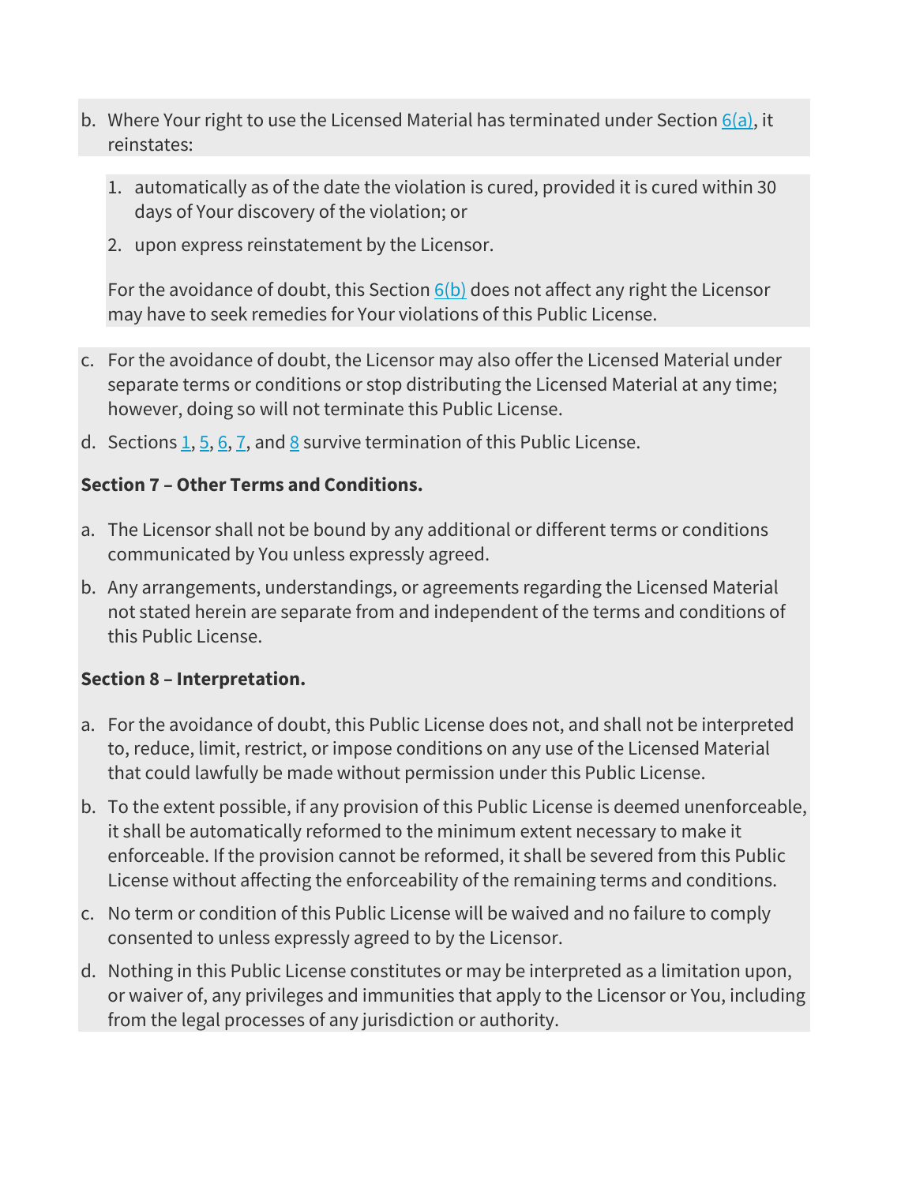b. Where Your right to use the Licensed Material has terminated under Section 6(a), it reinstates:

   1. automatically as of the date the violation is cured, provided it is cured within 30 days of Your discovery of the violation; or
   2. upon express reinstatement by the Licensor.

   For the avoidance of doubt, this Section 6(b) does not affect any right the Licensor may have to seek remedies for Your violations of this Public License.

c. For the avoidance of doubt, the Licensor may also offer the Licensed Material under separate terms or conditions or stop distributing the Licensed Material at any time; however, doing so will not terminate this Public License.

d. Sections 1, 5, 6, 7, and 8 survive termination of this Public License.

**Section 7 – Other Terms and Conditions.**

a. The Licensor shall not be bound by any additional or different terms or conditions communicated by You unless expressly agreed.

b. Any arrangements, understandings, or agreements regarding the Licensed Material not stated herein are separate from and independent of the terms and conditions of this Public License.

**Section 8 – Interpretation.**

a. For the avoidance of doubt, this Public License does not, and shall not be interpreted to, reduce, limit, restrict, or impose conditions on any use of the Licensed Material that could lawfully be made without permission under this Public License.

b. To the extent possible, if any provision of this Public License is deemed unenforceable, it shall be automatically reformed to the minimum extent necessary to make it enforceable. If the provision cannot be reformed, it shall be severed from this Public License without affecting the enforceability of the remaining terms and conditions.

c. No term or condition of this Public License will be waived and no failure to comply consented to unless expressly agreed to by the Licensor.

d. Nothing in this Public License constitutes or may be interpreted as a limitation upon, or waiver of, any privileges and immunities that apply to the Licensor or You, including from the legal processes of any jurisdiction or authority.